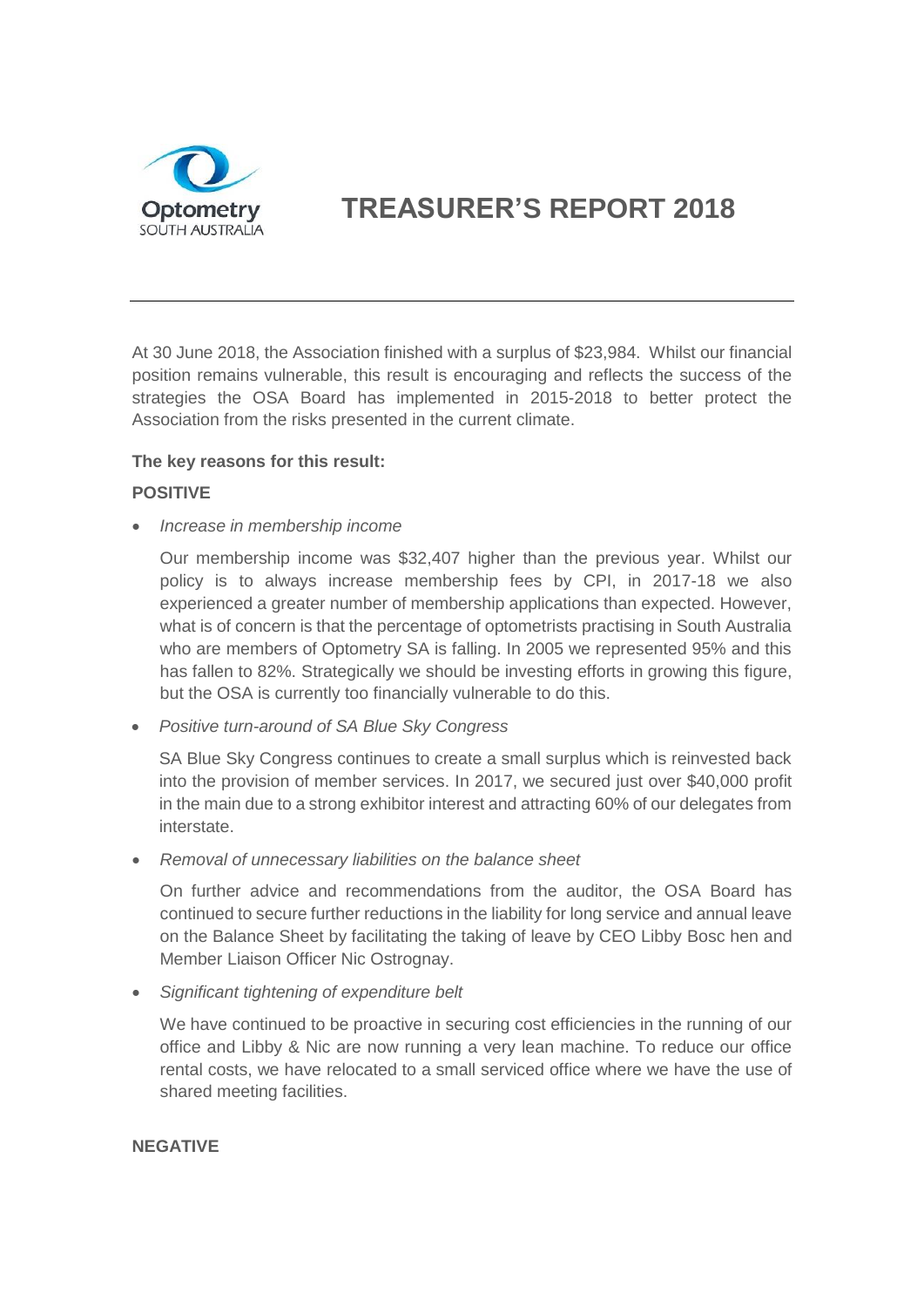Optometry
SOUTH AUSTRALIA

# TREASURER'S REPORT 2018

---

At 30 June 2018, the Association finished with a surplus of $23,984. Whilst our financial position remains vulnerable, this result is encouraging and reflects the success of the strategies the OSA Board has implemented in 2015-2018 to better protect the Association from the risks presented in the current climate.

**The key reasons for this result:**

**POSITIVE**

- *Increase in membership income*

  Our membership income was $32,407 higher than the previous year. Whilst our policy is to always increase membership fees by CPI, in 2017-18 we also experienced a greater number of membership applications than expected. However, what is of concern is that the percentage of optometrists practising in South Australia who are members of Optometry SA is falling. In 2005 we represented 95% and this has fallen to 82%. Strategically we should be investing efforts in growing this figure, but the OSA is currently too financially vulnerable to do this.

- *Positive turn-around of SA Blue Sky Congress*

  SA Blue Sky Congress continues to create a small surplus which is reinvested back into the provision of member services. In 2017, we secured just over $40,000 profit in the main due to a strong exhibitor interest and attracting 60% of our delegates from interstate.

- *Removal of unnecessary liabilities on the balance sheet*

  On further advice and recommendations from the auditor, the OSA Board has continued to secure further reductions in the liability for long service and annual leave on the Balance Sheet by facilitating the taking of leave by CEO Libby Bosc hen and Member Liaison Officer Nic Ostrognay.

- *Significant tightening of expenditure belt*

  We have continued to be proactive in securing cost efficiencies in the running of our office and Libby & Nic are now running a very lean machine. To reduce our office rental costs, we have relocated to a small serviced office where we have the use of shared meeting facilities.

**NEGATIVE**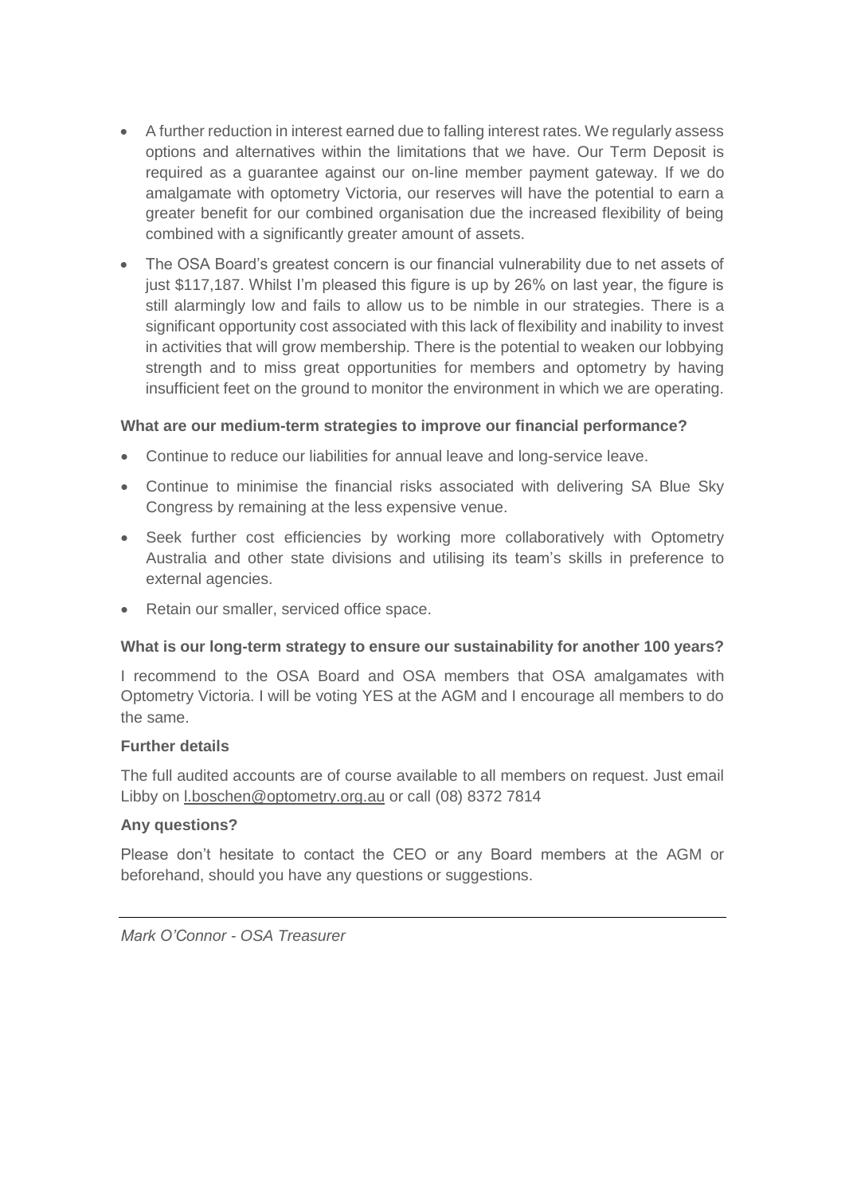- A further reduction in interest earned due to falling interest rates. We regularly assess options and alternatives within the limitations that we have. Our Term Deposit is required as a guarantee against our on-line member payment gateway. If we do amalgamate with optometry Victoria, our reserves will have the potential to earn a greater benefit for our combined organisation due the increased flexibility of being combined with a significantly greater amount of assets.
- The OSA Board's greatest concern is our financial vulnerability due to net assets of just $117,187. Whilst I'm pleased this figure is up by 26% on last year, the figure is still alarmingly low and fails to allow us to be nimble in our strategies. There is a significant opportunity cost associated with this lack of flexibility and inability to invest in activities that will grow membership. There is the potential to weaken our lobbying strength and to miss great opportunities for members and optometry by having insufficient feet on the ground to monitor the environment in which we are operating.

**What are our medium-term strategies to improve our financial performance?**

- Continue to reduce our liabilities for annual leave and long-service leave.
- Continue to minimise the financial risks associated with delivering SA Blue Sky Congress by remaining at the less expensive venue.
- Seek further cost efficiencies by working more collaboratively with Optometry Australia and other state divisions and utilising its team's skills in preference to external agencies.
- Retain our smaller, serviced office space.

**What is our long-term strategy to ensure our sustainability for another 100 years?**

I recommend to the OSA Board and OSA members that OSA amalgamates with Optometry Victoria. I will be voting YES at the AGM and I encourage all members to do the same.

**Further details**

The full audited accounts are of course available to all members on request. Just email Libby on l.boschen@optometry.org.au or call (08) 8372 7814

**Any questions?**

Please don't hesitate to contact the CEO or any Board members at the AGM or beforehand, should you have any questions or suggestions.

---

*Mark O'Connor - OSA Treasurer*